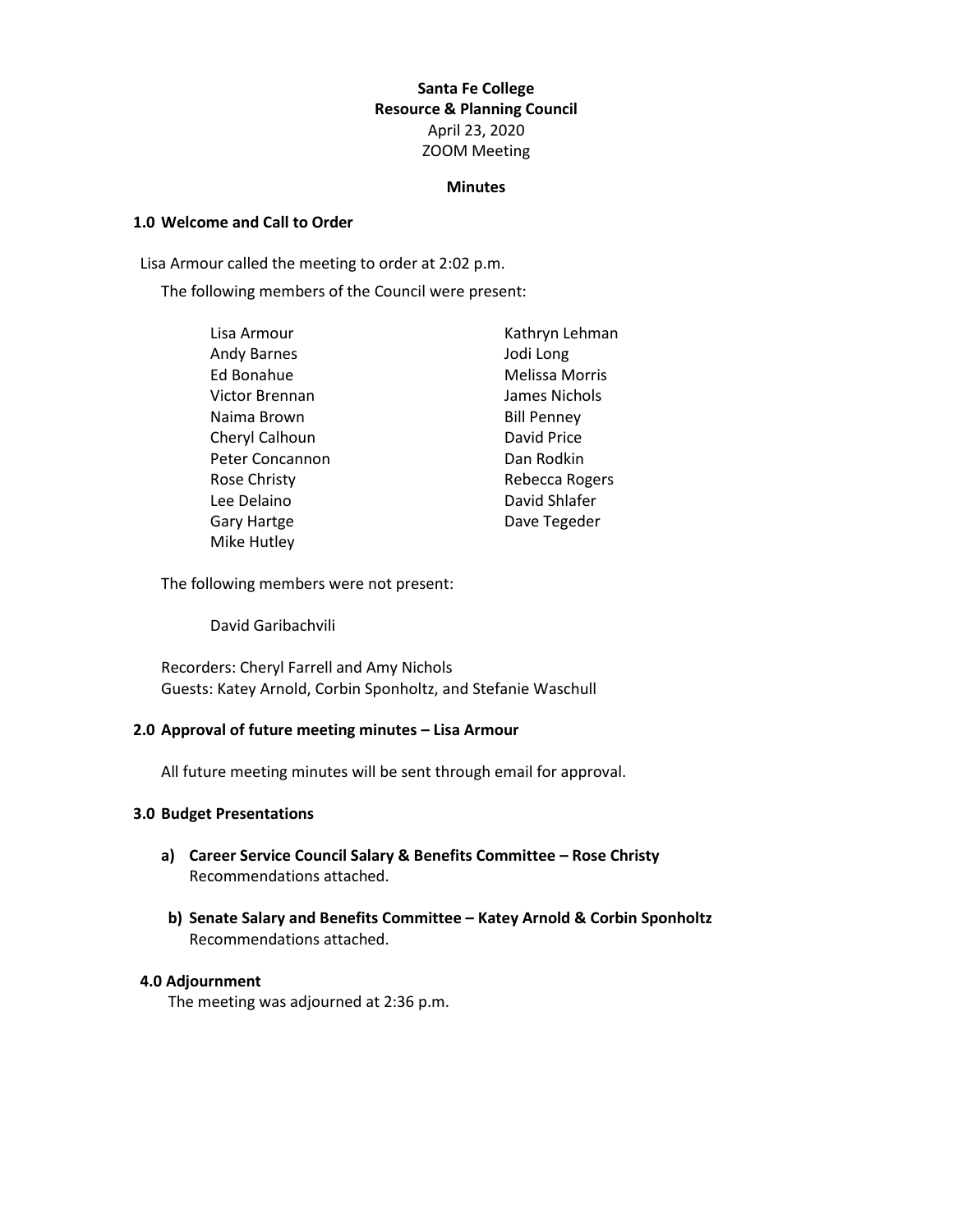# Santa Fe College
## Resource & Planning Council
April 23, 2020
ZOOM Meeting

**Minutes**

### 1.0 Welcome and Call to Order

Lisa Armour called the meeting to order at 2:02 p.m.

The following members of the Council were present:

- Lisa Armour
- Andy Barnes
- Ed Bonahue
- Victor Brennan
- Naima Brown
- Cheryl Calhoun
- Peter Concannon
- Rose Christy
- Lee Delaino
- Gary Hartge
- Mike Hutley
- Kathryn Lehman
- Jodi Long
- Melissa Morris
- James Nichols
- Bill Penney
- David Price
- Dan Rodkin
- Rebecca Rogers
- David Shlafer
- Dave Tegeder

The following members were not present:

- David Garibachvili

Recorders: Cheryl Farrell and Amy Nichols
Guests: Katey Arnold, Corbin Sponholtz, and Stefanie Waschull

### 2.0 Approval of future meeting minutes – Lisa Armour

All future meeting minutes will be sent through email for approval.

### 3.0 Budget Presentations

**a) Career Service Council Salary & Benefits Committee – Rose Christy**
Recommendations attached.

**b) Senate Salary and Benefits Committee – Katey Arnold & Corbin Sponholtz**
Recommendations attached.

### 4.0 Adjournment

The meeting was adjourned at 2:36 p.m.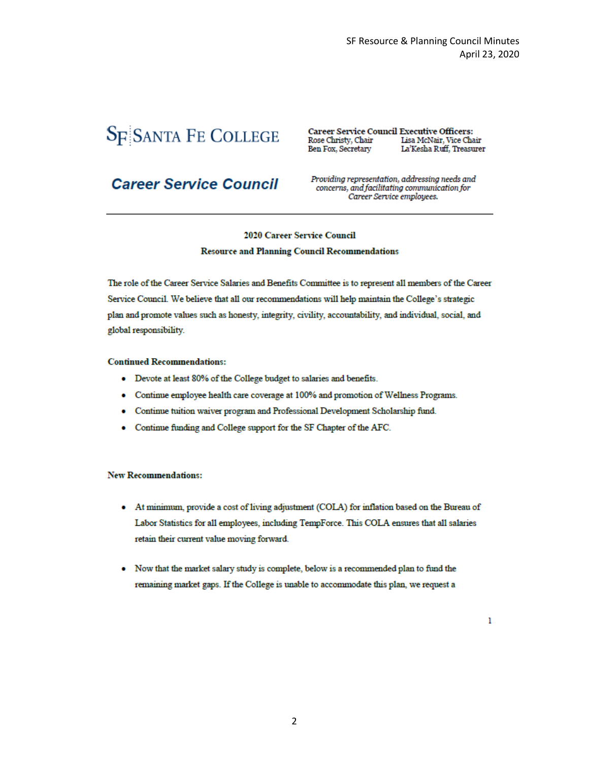**SF SANTA FE COLLEGE**

**Career Service Council**

**Career Service Council Executive Officers:**
Rose Christy, Chair
Lisa McNair, Vice Chair
Ben Fox, Secretary
La'Kesha Ruff, Treasurer

*Providing representation, addressing needs and concerns, and facilitating communication for Career Service employees.*

---

**2020 Career Service Council**

**Resource and Planning Council Recommendations**

The role of the Career Service Salaries and Benefits Committee is to represent all members of the Career Service Council. We believe that all our recommendations will help maintain the College's strategic plan and promote values such as honesty, integrity, civility, accountability, and individual, social, and global responsibility.

**Continued Recommendations:**

- Devote at least 80% of the College budget to salaries and benefits.
- Continue employee health care coverage at 100% and promotion of Wellness Programs.
- Continue tuition waiver program and Professional Development Scholarship fund.
- Continue funding and College support for the SF Chapter of the AFC.

**New Recommendations:**

- At minimum, provide a cost of living adjustment (COLA) for inflation based on the Bureau of Labor Statistics for all employees, including TempForce. This COLA ensures that all salaries retain their current value moving forward.

- Now that the market salary study is complete, below is a recommended plan to fund the remaining market gaps. If the College is unable to accommodate this plan, we request a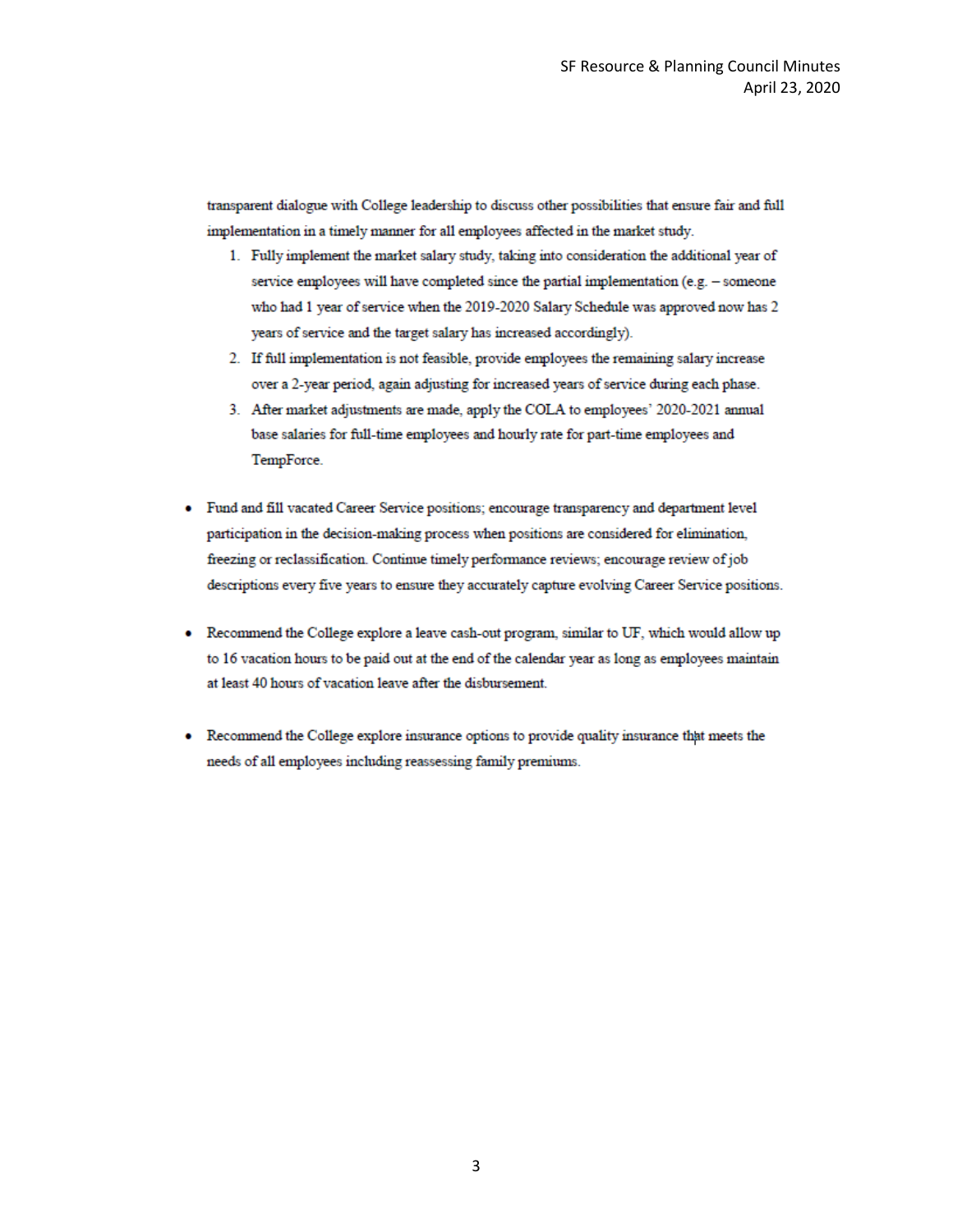transparent dialogue with College leadership to discuss other possibilities that ensure fair and full implementation in a timely manner for all employees affected in the market study.

1. Fully implement the market salary study, taking into consideration the additional year of service employees will have completed since the partial implementation (e.g. – someone who had 1 year of service when the 2019-2020 Salary Schedule was approved now has 2 years of service and the target salary has increased accordingly).
2. If full implementation is not feasible, provide employees the remaining salary increase over a 2-year period, again adjusting for increased years of service during each phase.
3. After market adjustments are made, apply the COLA to employees' 2020-2021 annual base salaries for full-time employees and hourly rate for part-time employees and TempForce.

- Fund and fill vacated Career Service positions; encourage transparency and department level participation in the decision-making process when positions are considered for elimination, freezing or reclassification. Continue timely performance reviews; encourage review of job descriptions every five years to ensure they accurately capture evolving Career Service positions.

- Recommend the College explore a leave cash-out program, similar to UF, which would allow up to 16 vacation hours to be paid out at the end of the calendar year as long as employees maintain at least 40 hours of vacation leave after the disbursement.

- Recommend the College explore insurance options to provide quality insurance that meets the needs of all employees including reassessing family premiums.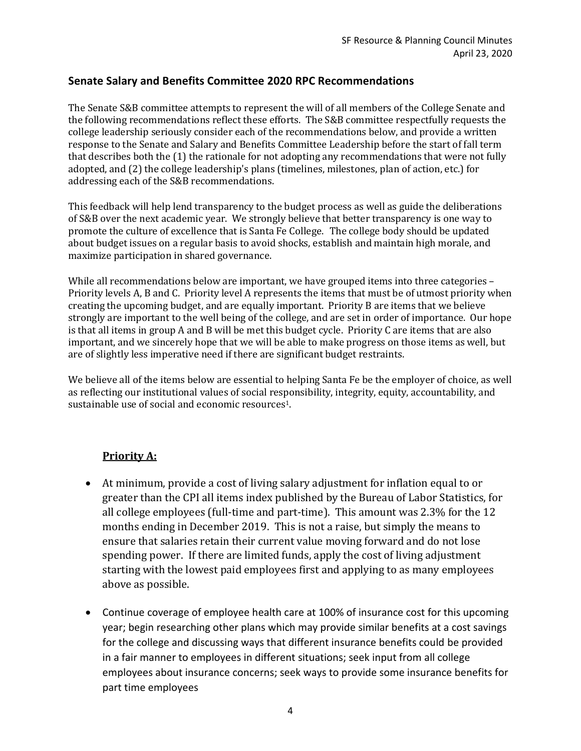## Senate Salary and Benefits Committee 2020 RPC Recommendations

The Senate S&B committee attempts to represent the will of all members of the College Senate and the following recommendations reflect these efforts. The S&B committee respectfully requests the college leadership seriously consider each of the recommendations below, and provide a written response to the Senate and Salary and Benefits Committee Leadership before the start of fall term that describes both the (1) the rationale for not adopting any recommendations that were not fully adopted, and (2) the college leadership's plans (timelines, milestones, plan of action, etc.) for addressing each of the S&B recommendations.

This feedback will help lend transparency to the budget process as well as guide the deliberations of S&B over the next academic year. We strongly believe that better transparency is one way to promote the culture of excellence that is Santa Fe College. The college body should be updated about budget issues on a regular basis to avoid shocks, establish and maintain high morale, and maximize participation in shared governance.

While all recommendations below are important, we have grouped items into three categories – Priority levels A, B and C. Priority level A represents the items that must be of utmost priority when creating the upcoming budget, and are equally important. Priority B are items that we believe strongly are important to the well being of the college, and are set in order of importance. Our hope is that all items in group A and B will be met this budget cycle. Priority C are items that are also important, and we sincerely hope that we will be able to make progress on those items as well, but are of slightly less imperative need if there are significant budget restraints.

We believe all of the items below are essential to helping Santa Fe be the employer of choice, as well as reflecting our institutional values of social responsibility, integrity, equity, accountability, and sustainable use of social and economic resources[1].

### **Priority A:**

- At minimum, provide a cost of living salary adjustment for inflation equal to or greater than the CPI all items index published by the Bureau of Labor Statistics, for all college employees (full-time and part-time). This amount was 2.3% for the 12 months ending in December 2019. This is not a raise, but simply the means to ensure that salaries retain their current value moving forward and do not lose spending power. If there are limited funds, apply the cost of living adjustment starting with the lowest paid employees first and applying to as many employees above as possible.

- Continue coverage of employee health care at 100% of insurance cost for this upcoming year; begin researching other plans which may provide similar benefits at a cost savings for the college and discussing ways that different insurance benefits could be provided in a fair manner to employees in different situations; seek input from all college employees about insurance concerns; seek ways to provide some insurance benefits for part time employees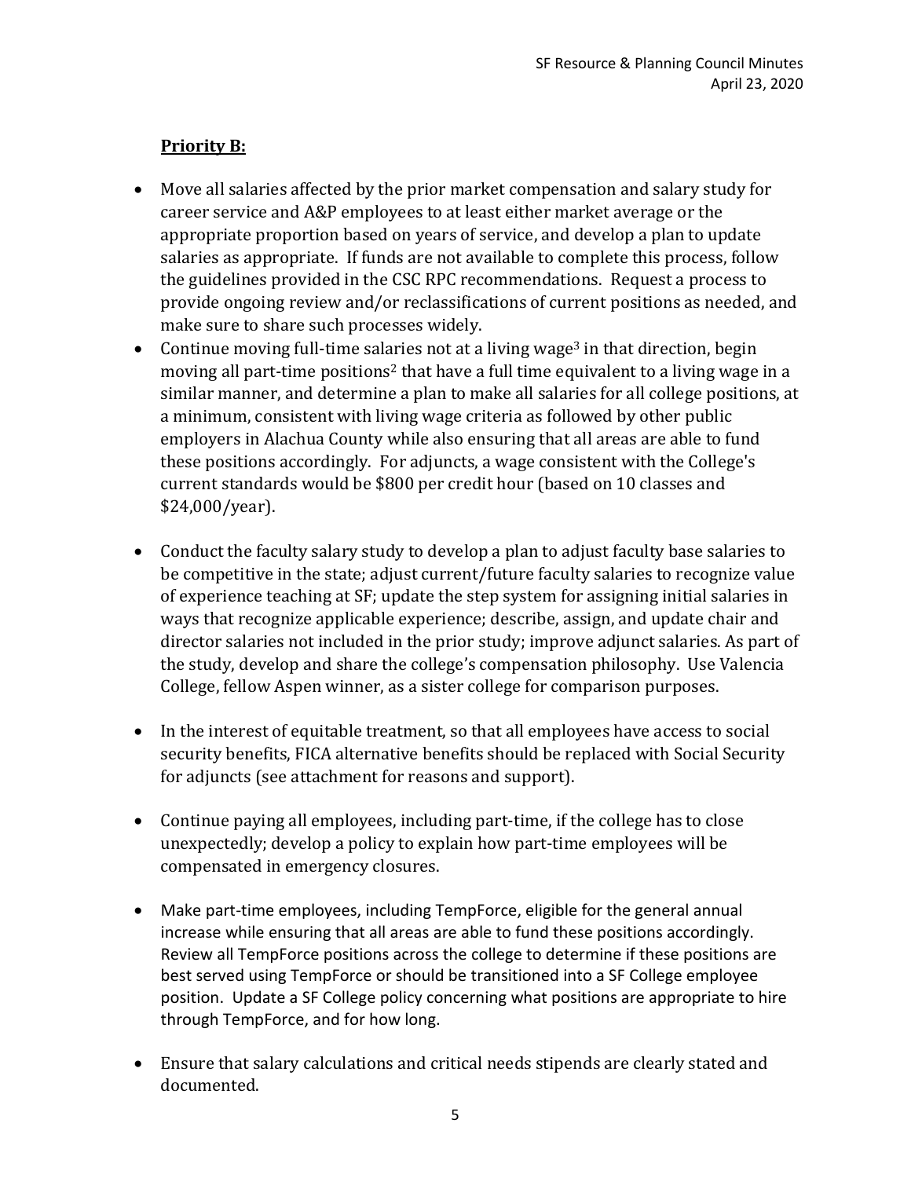**Priority B:**

- Move all salaries affected by the prior market compensation and salary study for career service and A&P employees to at least either market average or the appropriate proportion based on years of service, and develop a plan to update salaries as appropriate. If funds are not available to complete this process, follow the guidelines provided in the CSC RPC recommendations. Request a process to provide ongoing review and/or reclassifications of current positions as needed, and make sure to share such processes widely.
- Continue moving full-time salaries not at a living wage[3] in that direction, begin moving all part-time positions[2] that have a full time equivalent to a living wage in a similar manner, and determine a plan to make all salaries for all college positions, at a minimum, consistent with living wage criteria as followed by other public employers in Alachua County while also ensuring that all areas are able to fund these positions accordingly. For adjuncts, a wage consistent with the College's current standards would be $800 per credit hour (based on 10 classes and $24,000/year).
- Conduct the faculty salary study to develop a plan to adjust faculty base salaries to be competitive in the state; adjust current/future faculty salaries to recognize value of experience teaching at SF; update the step system for assigning initial salaries in ways that recognize applicable experience; describe, assign, and update chair and director salaries not included in the prior study; improve adjunct salaries. As part of the study, develop and share the college's compensation philosophy. Use Valencia College, fellow Aspen winner, as a sister college for comparison purposes.
- In the interest of equitable treatment, so that all employees have access to social security benefits, FICA alternative benefits should be replaced with Social Security for adjuncts (see attachment for reasons and support).
- Continue paying all employees, including part-time, if the college has to close unexpectedly; develop a policy to explain how part-time employees will be compensated in emergency closures.
- Make part-time employees, including TempForce, eligible for the general annual increase while ensuring that all areas are able to fund these positions accordingly. Review all TempForce positions across the college to determine if these positions are best served using TempForce or should be transitioned into a SF College employee position. Update a SF College policy concerning what positions are appropriate to hire through TempForce, and for how long.
- Ensure that salary calculations and critical needs stipends are clearly stated and documented.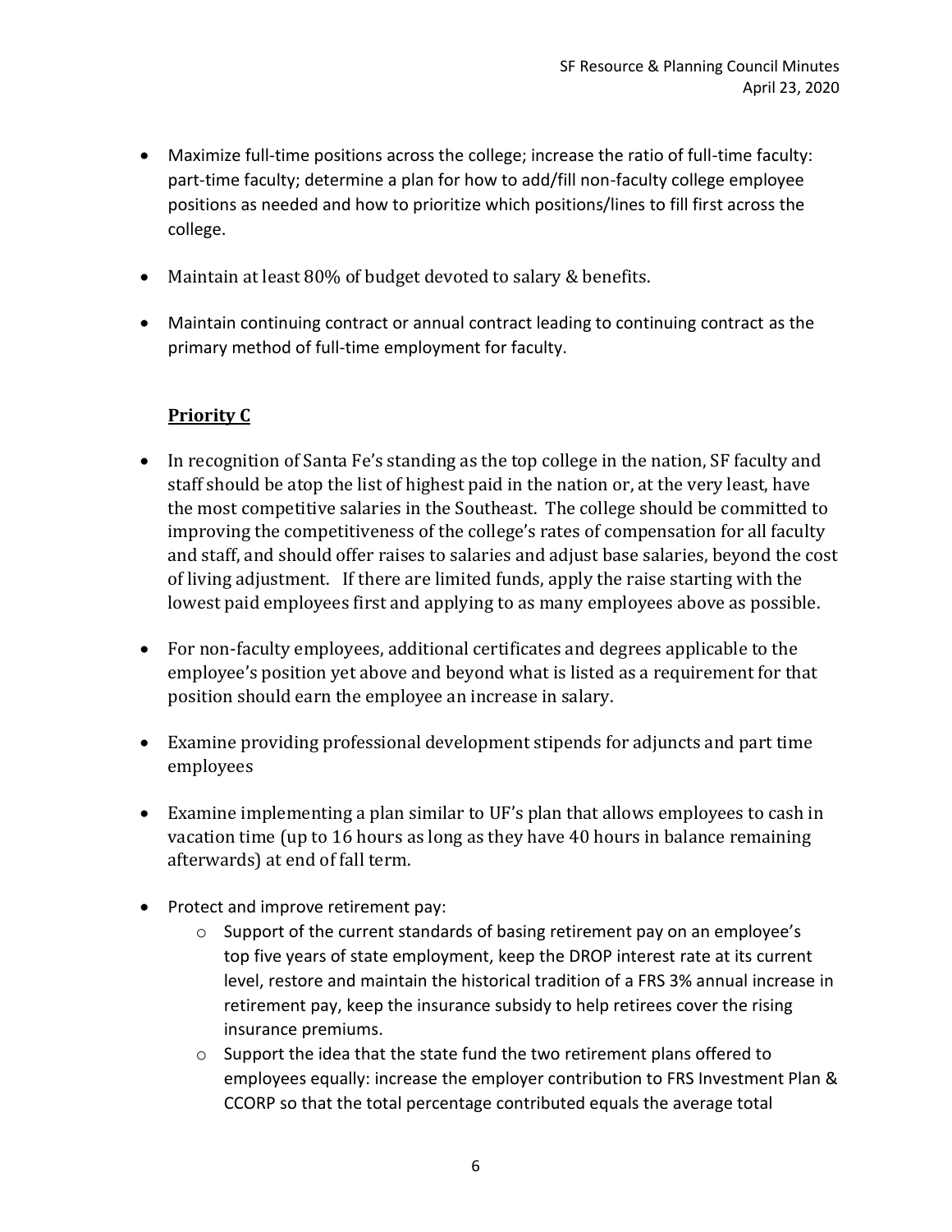- Maximize full-time positions across the college; increase the ratio of full-time faculty: part-time faculty; determine a plan for how to add/fill non-faculty college employee positions as needed and how to prioritize which positions/lines to fill first across the college.

- Maintain at least 80% of budget devoted to salary & benefits.

- Maintain continuing contract or annual contract leading to continuing contract as the primary method of full-time employment for faculty.

**Priority C**

- In recognition of Santa Fe's standing as the top college in the nation, SF faculty and staff should be atop the list of highest paid in the nation or, at the very least, have the most competitive salaries in the Southeast. The college should be committed to improving the competitiveness of the college's rates of compensation for all faculty and staff, and should offer raises to salaries and adjust base salaries, beyond the cost of living adjustment. If there are limited funds, apply the raise starting with the lowest paid employees first and applying to as many employees above as possible.

- For non-faculty employees, additional certificates and degrees applicable to the employee's position yet above and beyond what is listed as a requirement for that position should earn the employee an increase in salary.

- Examine providing professional development stipends for adjuncts and part time employees

- Examine implementing a plan similar to UF's plan that allows employees to cash in vacation time (up to 16 hours as long as they have 40 hours in balance remaining afterwards) at end of fall term.

- Protect and improve retirement pay:
    - Support of the current standards of basing retirement pay on an employee's top five years of state employment, keep the DROP interest rate at its current level, restore and maintain the historical tradition of a FRS 3% annual increase in retirement pay, keep the insurance subsidy to help retirees cover the rising insurance premiums.
    - Support the idea that the state fund the two retirement plans offered to employees equally: increase the employer contribution to FRS Investment Plan & CCORP so that the total percentage contributed equals the average total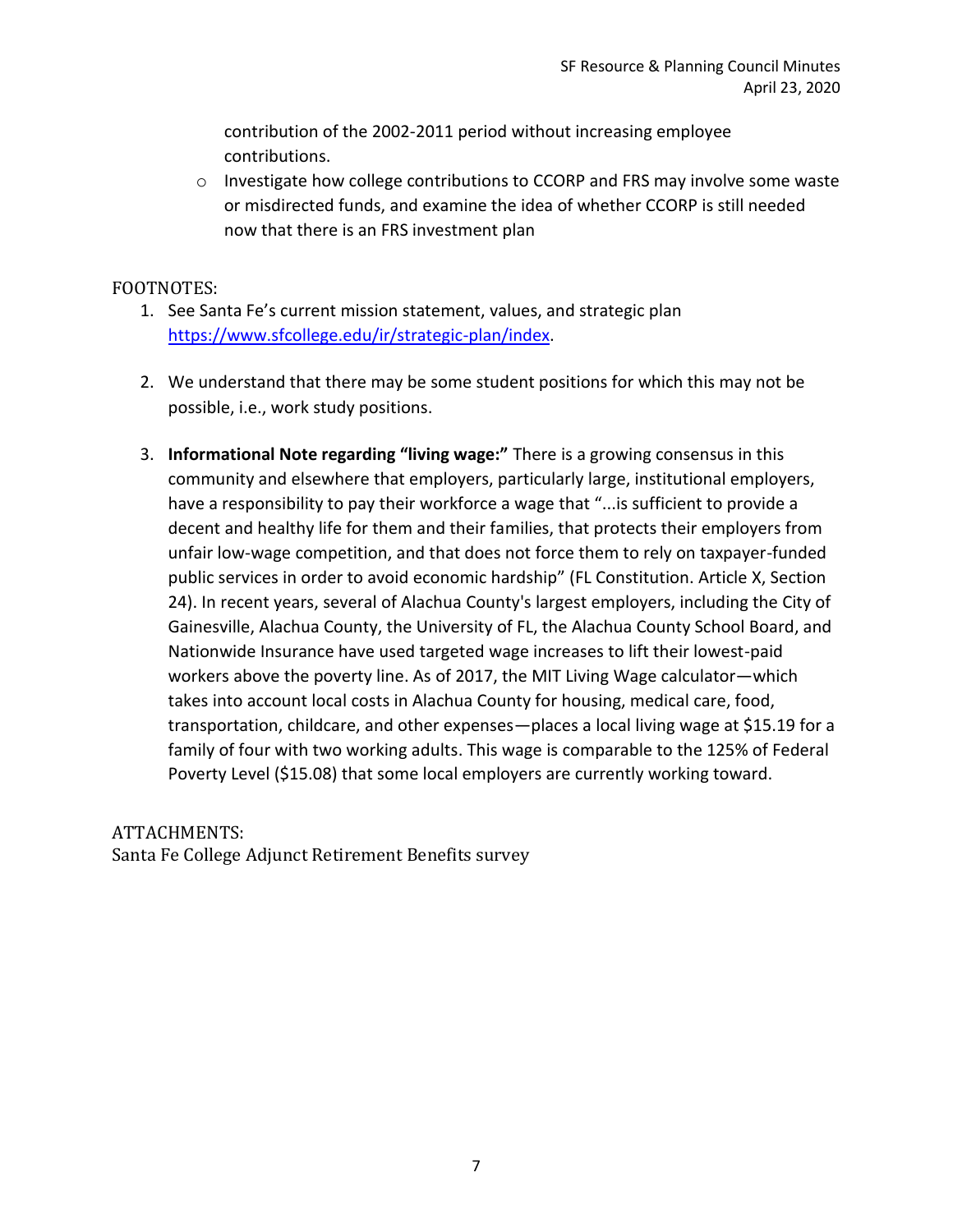contribution of the 2002-2011 period without increasing employee contributions.

- Investigate how college contributions to CCORP and FRS may involve some waste or misdirected funds, and examine the idea of whether CCORP is still needed now that there is an FRS investment plan

FOOTNOTES:

1. See Santa Fe's current mission statement, values, and strategic plan [https://www.sfcollege.edu/ir/strategic-plan/index](https://www.sfcollege.edu/ir/strategic-plan/index).

2. We understand that there may be some student positions for which this may not be possible, i.e., work study positions.

3. **Informational Note regarding "living wage:"** There is a growing consensus in this community and elsewhere that employers, particularly large, institutional employers, have a responsibility to pay their workforce a wage that "...is sufficient to provide a decent and healthy life for them and their families, that protects their employers from unfair low-wage competition, and that does not force them to rely on taxpayer-funded public services in order to avoid economic hardship" (FL Constitution. Article X, Section 24). In recent years, several of Alachua County's largest employers, including the City of Gainesville, Alachua County, the University of FL, the Alachua County School Board, and Nationwide Insurance have used targeted wage increases to lift their lowest-paid workers above the poverty line. As of 2017, the MIT Living Wage calculator—which takes into account local costs in Alachua County for housing, medical care, food, transportation, childcare, and other expenses—places a local living wage at $15.19 for a family of four with two working adults. This wage is comparable to the 125% of Federal Poverty Level ($15.08) that some local employers are currently working toward.

ATTACHMENTS:

Santa Fe College Adjunct Retirement Benefits survey